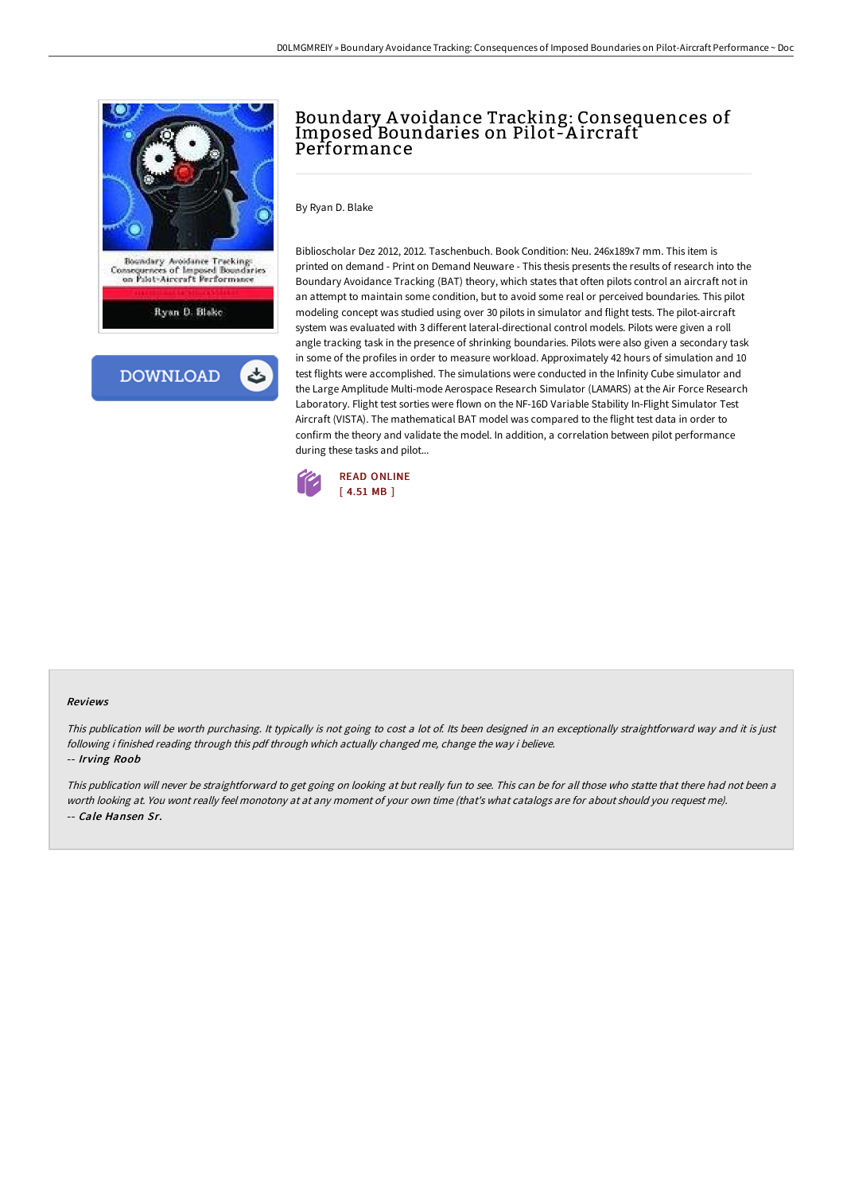# Boundary Avoidance Tracking: Consequences of Imposed Boundaries on Pilot-Aircraft Performance

By Ryan D. Blake

Biblioscholar Dez 2012, 2012. Taschenbuch. Book Condition: Neu. 246x189x7 mm. This item is printed on demand - Print on Demand Neuware - This thesis presents the results of research into the Boundary Avoidance Tracking (BAT) theory, which states that often pilots control an aircraft not in an attempt to maintain some condition, but to avoid some real or perceived boundaries. This pilot modeling concept was studied using over 30 pilots in simulator and flight tests. The pilot-aircraft system was evaluated with 3 different lateral-directional control models. Pilots were given a roll angle tracking task in the presence of shrinking boundaries. Pilots were also given a secondary task in some of the profiles in order to measure workload. Approximately 42 hours of simulation and 10 test flights were accomplished. The simulations were conducted in the Infinity Cube simulator and the Large Amplitude Multi-mode Aerospace Research Simulator (LAMARS) at the Air Force Research Laboratory. Flight test sorties were flown on the NF-16D Variable Stability In-Flight Simulator Test Aircraft (VISTA). The mathematical BAT model was compared to the flight test data in order to confirm the theory and validate the model. In addition, a correlation between pilot performance during these tasks and pilot...

READ ONLINE
[ 4.51 MB ]

#### Reviews

*This publication will be worth purchasing. It typically is not going to cost a lot of. Its been designed in an exceptionally straightforward way and it is just following i finished reading through this pdf through which actually changed me, change the way i believe.*
-- *Irving Roob*

*This publication will never be straightforward to get going on looking at but really fun to see. This can be for all those who statte that there had not been a worth looking at. You wont really feel monotony at at any moment of your own time (that's what catalogs are for about should you request me).*
-- *Cale Hansen Sr.*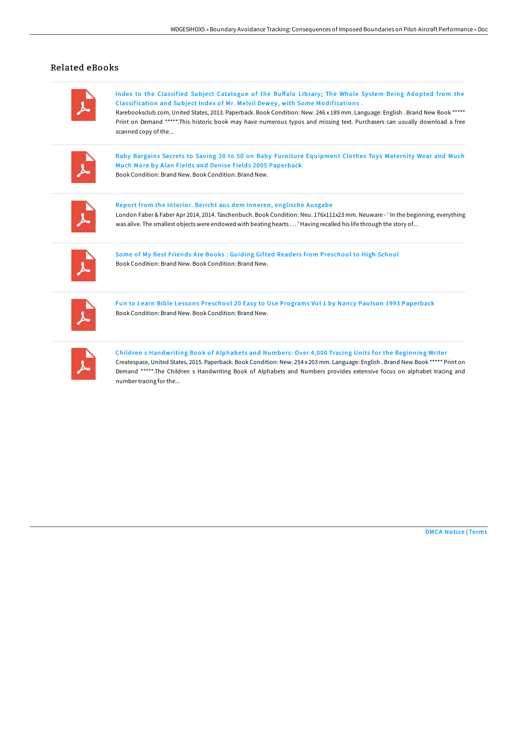## Related eBooks

**Index to the Classified Subject Catalogue of the Buffalo Library; The Whole System Being Adopted from the Classification and Subject Index of Mr. Melvil Dewey, with Some Modifications .**

Rarebooksclub.com, United States, 2013. Paperback. Book Condition: New. 246 x 189 mm. Language: English . Brand New Book ***** Print on Demand *****.This historic book may have numerous typos and missing text. Purchasers can usually download a free scanned copy of the...

**Baby Bargains Secrets to Saving 20 to 50 on Baby Furniture Equipment Clothes Toys Maternity Wear and Much Much More by Alan Fields and Denise Fields 2005 Paperback**

Book Condition: Brand New. Book Condition: Brand New.

**Report from the Interior. Bericht aus dem Inneren, englische Ausgabe**

London Faber & Faber Apr 2014, 2014. Taschenbuch. Book Condition: Neu. 176x111x23 mm. Neuware - ' In the beginning, everything was alive. The smallest objects were endowed with beating hearts . . . ' Having recalled his life through the story of...

**Some of My Best Friends Are Books : Guiding Gifted Readers from Preschool to High School**

Book Condition: Brand New. Book Condition: Brand New.

**Fun to Learn Bible Lessons Preschool 20 Easy to Use Programs Vol 1 by Nancy Paulson 1993 Paperback**

Book Condition: Brand New. Book Condition: Brand New.

**Children s Handwriting Book of Alphabets and Numbers: Over 4,000 Tracing Units for the Beginning Writer**

Createspace, United States, 2015. Paperback. Book Condition: New. 254 x 203 mm. Language: English . Brand New Book ***** Print on Demand *****.The Children s Handwriting Book of Alphabets and Numbers provides extensive focus on alphabet tracing and number tracing for the...